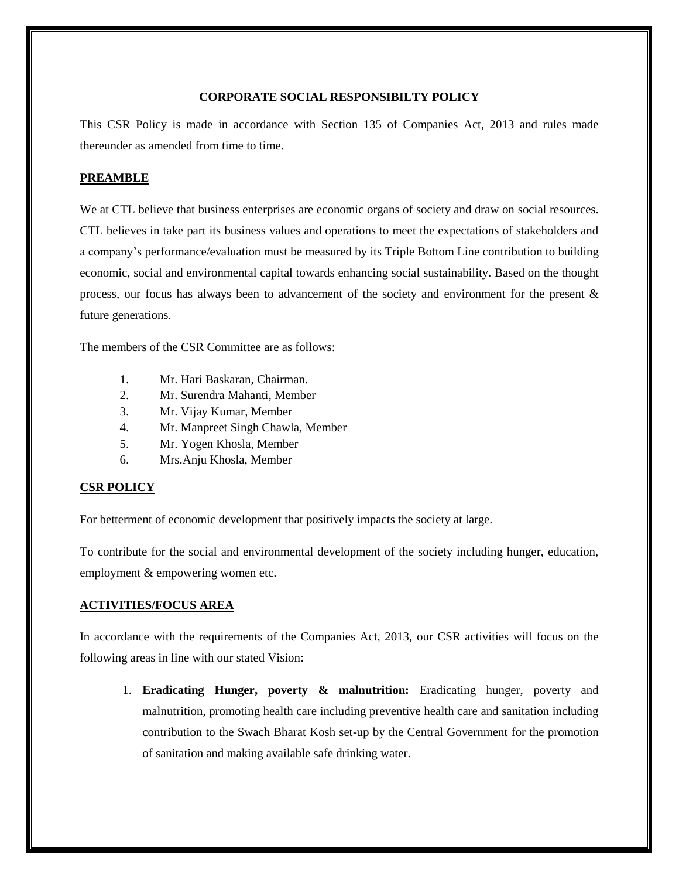# CORPORATE SOCIAL RESPONSIBILTY POLICY

This CSR Policy is made in accordance with Section 135 of Companies Act, 2013 and rules made thereunder as amended from time to time.

## PREAMBLE

We at CTL believe that business enterprises are economic organs of society and draw on social resources. CTL believes in take part its business values and operations to meet the expectations of stakeholders and a company's performance/evaluation must be measured by its Triple Bottom Line contribution to building economic, social and environmental capital towards enhancing social sustainability. Based on the thought process, our focus has always been to advancement of the society and environment for the present & future generations.

The members of the CSR Committee are as follows:

1. Mr. Hari Baskaran, Chairman.
2. Mr. Surendra Mahanti, Member
3. Mr. Vijay Kumar, Member
4. Mr. Manpreet Singh Chawla, Member
5. Mr. Yogen Khosla, Member
6. Mrs.Anju Khosla, Member

## CSR POLICY

For betterment of economic development that positively impacts the society at large.

To contribute for the social and environmental development of the society including hunger, education, employment & empowering women etc.

## ACTIVITIES/FOCUS AREA

In accordance with the requirements of the Companies Act, 2013, our CSR activities will focus on the following areas in line with our stated Vision:

1. **Eradicating Hunger, poverty & malnutrition:** Eradicating hunger, poverty and malnutrition, promoting health care including preventive health care and sanitation including contribution to the Swach Bharat Kosh set-up by the Central Government for the promotion of sanitation and making available safe drinking water.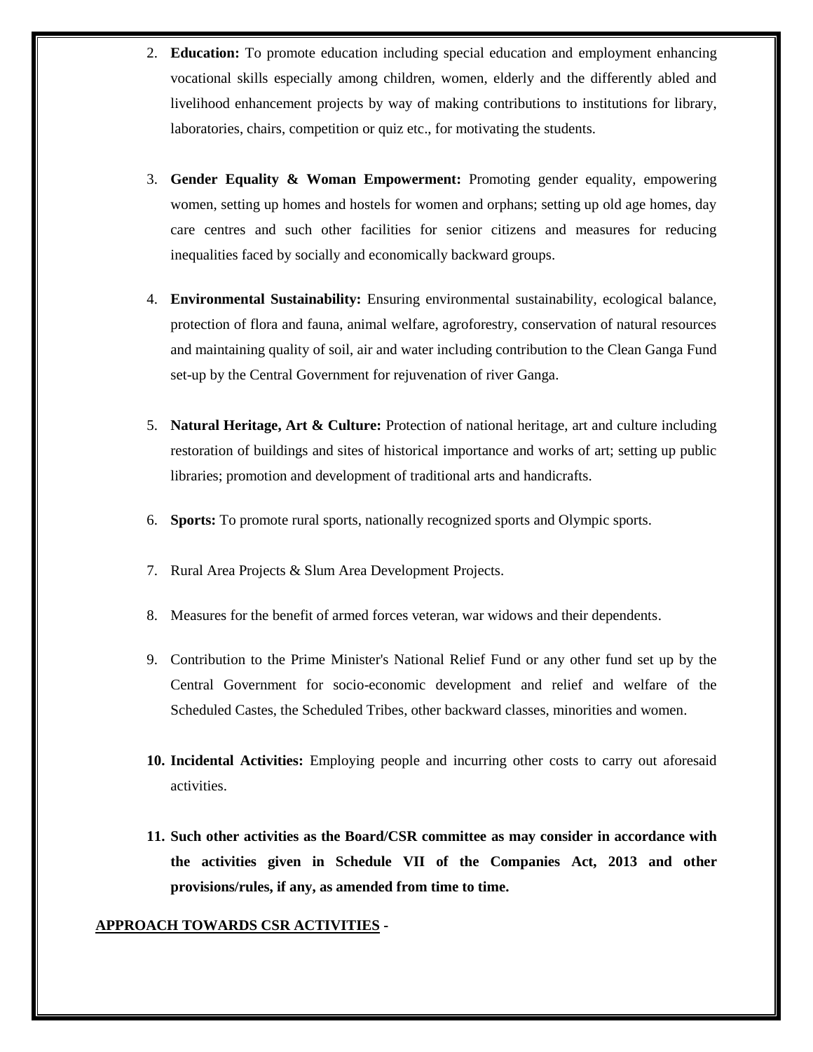2. **Education:** To promote education including special education and employment enhancing vocational skills especially among children, women, elderly and the differently abled and livelihood enhancement projects by way of making contributions to institutions for library, laboratories, chairs, competition or quiz etc., for motivating the students.

3. **Gender Equality & Woman Empowerment:** Promoting gender equality, empowering women, setting up homes and hostels for women and orphans; setting up old age homes, day care centres and such other facilities for senior citizens and measures for reducing inequalities faced by socially and economically backward groups.

4. **Environmental Sustainability:** Ensuring environmental sustainability, ecological balance, protection of flora and fauna, animal welfare, agroforestry, conservation of natural resources and maintaining quality of soil, air and water including contribution to the Clean Ganga Fund set-up by the Central Government for rejuvenation of river Ganga.

5. **Natural Heritage, Art & Culture:** Protection of national heritage, art and culture including restoration of buildings and sites of historical importance and works of art; setting up public libraries; promotion and development of traditional arts and handicrafts.

6. **Sports:** To promote rural sports, nationally recognized sports and Olympic sports.

7. Rural Area Projects & Slum Area Development Projects.

8. Measures for the benefit of armed forces veteran, war widows and their dependents.

9. Contribution to the Prime Minister's National Relief Fund or any other fund set up by the Central Government for socio-economic development and relief and welfare of the Scheduled Castes, the Scheduled Tribes, other backward classes, minorities and women.

10. **Incidental Activities:** Employing people and incurring other costs to carry out aforesaid activities.

11. **Such other activities as the Board/CSR committee as may consider in accordance with the activities given in Schedule VII of the Companies Act, 2013 and other provisions/rules, if any, as amended from time to time.**

**APPROACH TOWARDS CSR ACTIVITIES -**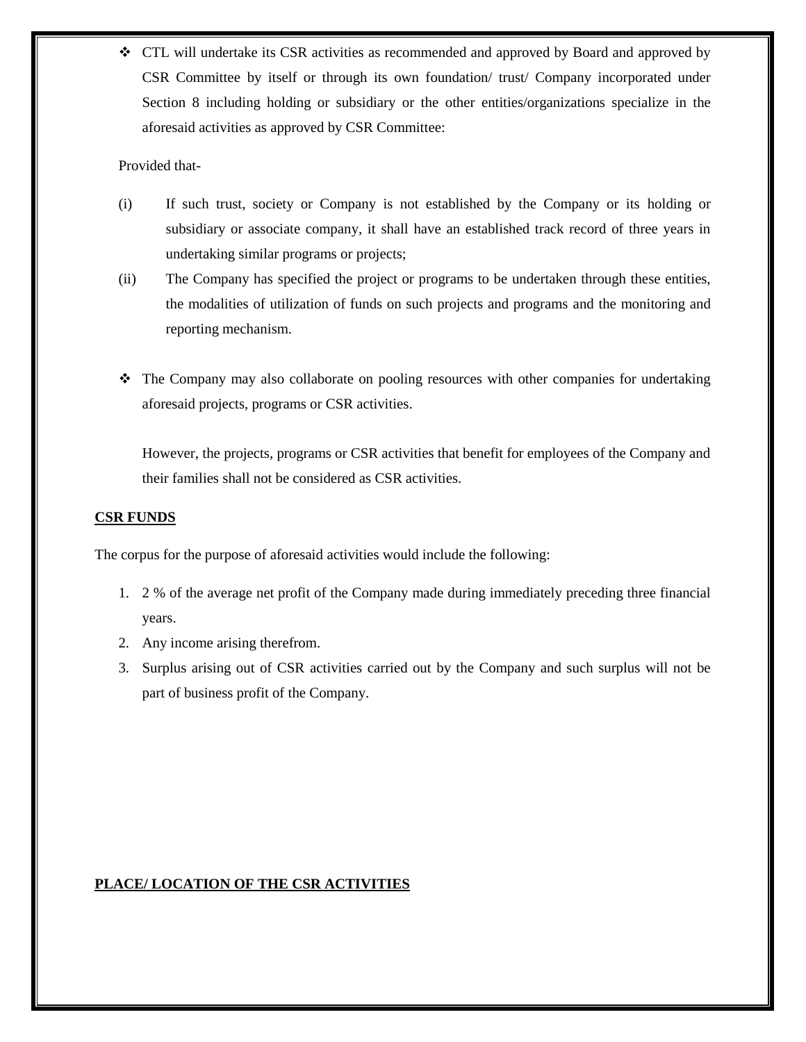- CTL will undertake its CSR activities as recommended and approved by Board and approved by CSR Committee by itself or through its own foundation/ trust/ Company incorporated under Section 8 including holding or subsidiary or the other entities/organizations specialize in the aforesaid activities as approved by CSR Committee:

  Provided that-

  (i) If such trust, society or Company is not established by the Company or its holding or subsidiary or associate company, it shall have an established track record of three years in undertaking similar programs or projects;

  (ii) The Company has specified the project or programs to be undertaken through these entities, the modalities of utilization of funds on such projects and programs and the monitoring and reporting mechanism.

- The Company may also collaborate on pooling resources with other companies for undertaking aforesaid projects, programs or CSR activities.

  However, the projects, programs or CSR activities that benefit for employees of the Company and their families shall not be considered as CSR activities.

**CSR FUNDS**

The corpus for the purpose of aforesaid activities would include the following:

1. 2 % of the average net profit of the Company made during immediately preceding three financial years.
2. Any income arising therefrom.
3. Surplus arising out of CSR activities carried out by the Company and such surplus will not be part of business profit of the Company.

**PLACE/ LOCATION OF THE CSR ACTIVITIES**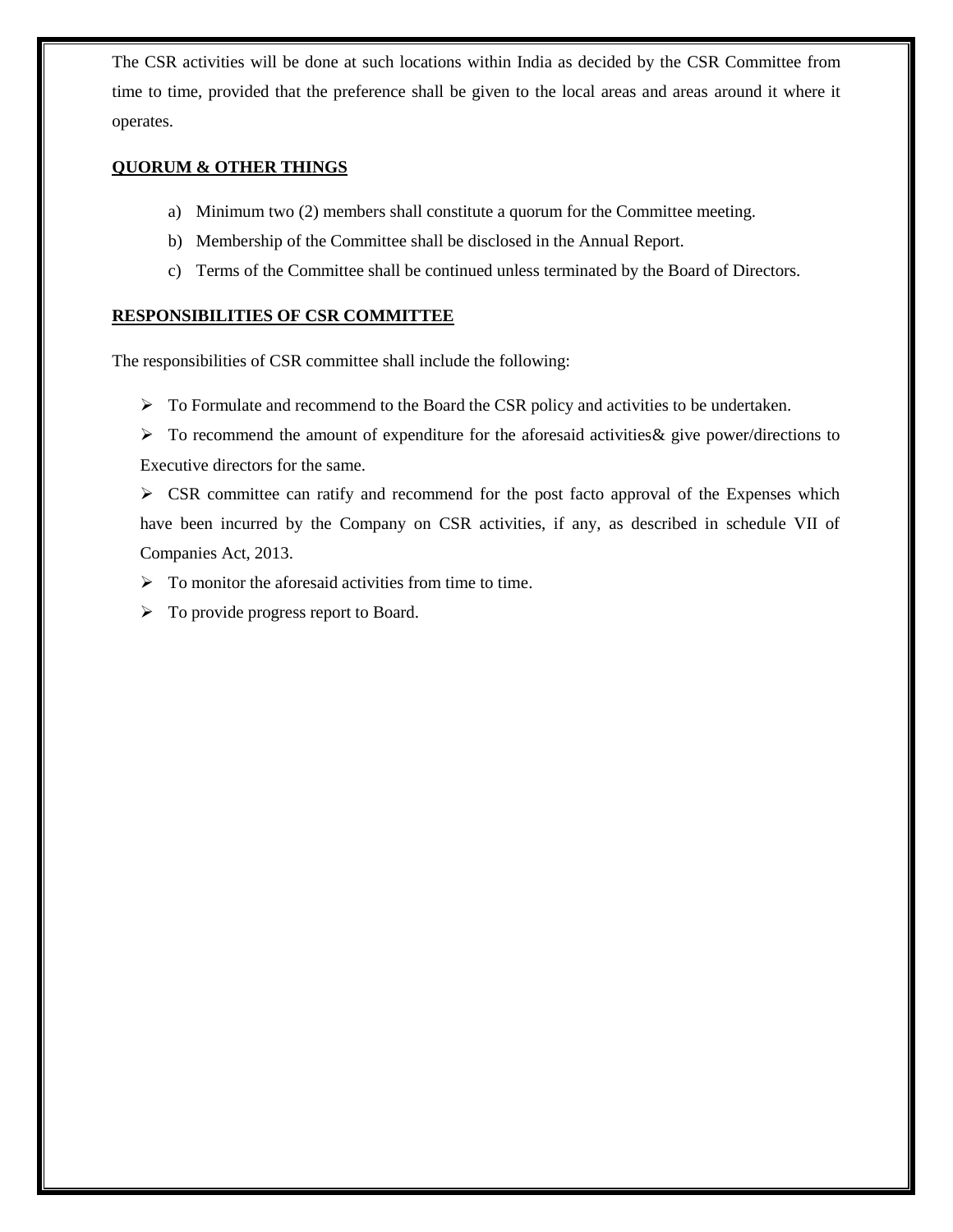The CSR activities will be done at such locations within India as decided by the CSR Committee from time to time, provided that the preference shall be given to the local areas and areas around it where it operates.

**QUORUM & OTHER THINGS**

a) Minimum two (2) members shall constitute a quorum for the Committee meeting.
b) Membership of the Committee shall be disclosed in the Annual Report.
c) Terms of the Committee shall be continued unless terminated by the Board of Directors.

**RESPONSIBILITIES OF CSR COMMITTEE**

The responsibilities of CSR committee shall include the following:

- To Formulate and recommend to the Board the CSR policy and activities to be undertaken.
- To recommend the amount of expenditure for the aforesaid activities& give power/directions to Executive directors for the same.
- CSR committee can ratify and recommend for the post facto approval of the Expenses which have been incurred by the Company on CSR activities, if any, as described in schedule VII of Companies Act, 2013.
- To monitor the aforesaid activities from time to time.
- To provide progress report to Board.